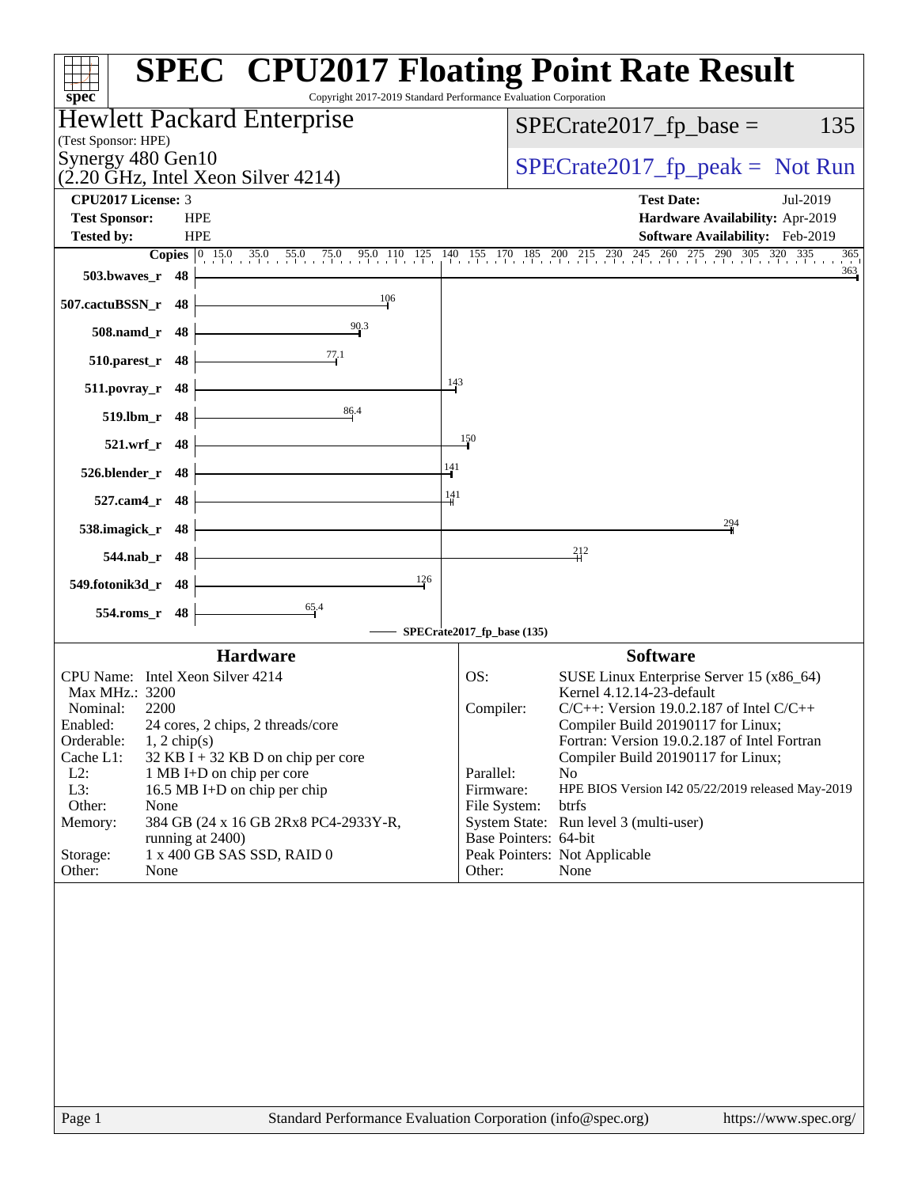# SPEC CPU2017 Floating Point Rate Result

Copyright 2017-2019 Standard Performance Evaluation Corporation

**Hewlett Packard Enterprise**
(Test Sponsor: HPE)
Synergy 480 Gen10
(2.20 GHz, Intel Xeon Silver 4214)

SPECrate2017_fp_base = 135

SPECrate2017_fp_peak = Not Run

| | | | |
|---|---|---|---|
| **CPU2017 License:** | 3 | **Test Date:** | Jul-2019 |
| **Test Sponsor:** | HPE | **Hardware Availability:** | Apr-2019 |
| **Tested by:** | HPE | **Software Availability:** | Feb-2019 |

| Benchmark | Copies | SPECrate2017_fp_base (135) |
|---|---|---|
| 503.bwaves_r | 48 | 363 |
| 507.cactuBSSN_r | 48 | 106 |
| 508.namd_r | 48 | 90.3 |
| 510.parest_r | 48 | 77.1 |
| 511.povray_r | 48 | 143 |
| 519.lbm_r | 48 | 86.4 |
| 521.wrf_r | 48 | 150 |
| 526.blender_r | 48 | 141 |
| 527.cam4_r | 48 | 141 |
| 538.imagick_r | 48 | 294 |
| 544.nab_r | 48 | 212 |
| 549.fotonik3d_r | 48 | 126 |
| 554.roms_r | 48 | 65.4 |

## Hardware

| | |
|---|---|
| CPU Name: | Intel Xeon Silver 4214 |
| Max MHz.: | 3200 |
| Nominal: | 2200 |
| Enabled: | 24 cores, 2 chips, 2 threads/core |
| Orderable: | 1, 2 chip(s) |
| Cache L1: | 32 KB I + 32 KB D on chip per core |
| L2: | 1 MB I+D on chip per core |
| L3: | 16.5 MB I+D on chip per chip |
| Other: | None |
| Memory: | 384 GB (24 x 16 GB 2Rx8 PC4-2933Y-R, running at 2400) |
| Storage: | 1 x 400 GB SAS SSD, RAID 0 |
| Other: | None |

## Software

| | |
|---|---|
| OS: | SUSE Linux Enterprise Server 15 (x86_64) Kernel 4.12.14-23-default |
| Compiler: | C/C++: Version 19.0.2.187 of Intel C/C++ Compiler Build 20190117 for Linux; Fortran: Version 19.0.2.187 of Intel Fortran Compiler Build 20190117 for Linux; |
| Parallel: | No |
| Firmware: | HPE BIOS Version I42 05/22/2019 released May-2019 |
| File System: | btrfs |
| System State: | Run level 3 (multi-user) |
| Base Pointers: | 64-bit |
| Peak Pointers: | Not Applicable |
| Other: | None |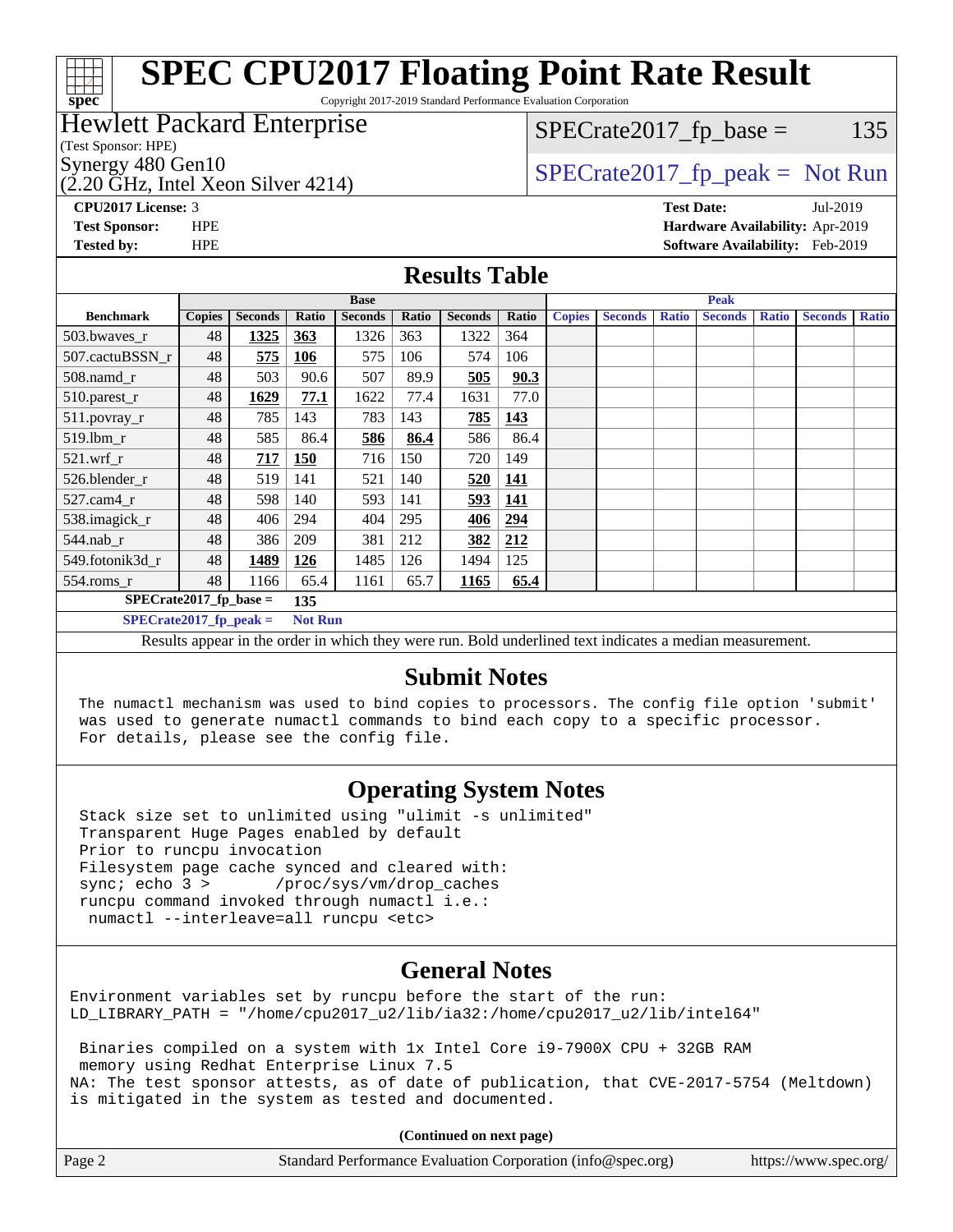# SPEC CPU2017 Floating Point Rate Result

Copyright 2017-2019 Standard Performance Evaluation Corporation

**Hewlett Packard Enterprise**
(Test Sponsor: HPE)
Synergy 480 Gen10
(2.20 GHz, Intel Xeon Silver 4214)

SPECrate2017_fp_base = 135

SPECrate2017_fp_peak = Not Run

**CPU2017 License:** 3
**Test Sponsor:** HPE
**Tested by:** HPE

**Test Date:** Jul-2019
**Hardware Availability:** Apr-2019
**Software Availability:** Feb-2019

## Results Table

| Benchmark | Base | | | | | | | Peak | | | | | | |
|---|---|---|---|---|---|---|---|---|---|---|---|---|---|---|
| | Copies | Seconds | Ratio | Seconds | Ratio | Seconds | Ratio | Copies | Seconds | Ratio | Seconds | Ratio | Seconds | Ratio |
| 503.bwaves_r | 48 | **1325** | **363** | 1326 | 363 | 1322 | 364 | | | | | | | |
| 507.cactuBSSN_r | 48 | **575** | **106** | 575 | 106 | 574 | 106 | | | | | | | |
| 508.namd_r | 48 | 503 | 90.6 | 507 | 89.9 | **505** | **90.3** | | | | | | | |
| 510.parest_r | 48 | **1629** | **77.1** | 1622 | 77.4 | 1631 | 77.0 | | | | | | | |
| 511.povray_r | 48 | 785 | 143 | 783 | 143 | **785** | **143** | | | | | | | |
| 519.lbm_r | 48 | 585 | 86.4 | **586** | **86.4** | 586 | 86.4 | | | | | | | |
| 521.wrf_r | 48 | **717** | **150** | 716 | 150 | 720 | 149 | | | | | | | |
| 526.blender_r | 48 | 519 | 141 | 521 | 140 | **520** | **141** | | | | | | | |
| 527.cam4_r | 48 | 598 | 140 | 593 | 141 | **593** | **141** | | | | | | | |
| 538.imagick_r | 48 | 406 | 294 | 404 | 295 | **406** | **294** | | | | | | | |
| 544.nab_r | 48 | 386 | 209 | 381 | 212 | **382** | **212** | | | | | | | |
| 549.fotonik3d_r | 48 | **1489** | **126** | 1485 | 126 | 1494 | 125 | | | | | | | |
| 554.roms_r | 48 | 1166 | 65.4 | 1161 | 65.7 | **1165** | **65.4** | | | | | | | |

**SPECrate2017_fp_base = 135**

**SPECrate2017_fp_peak = Not Run**

Results appear in the order in which they were run. Bold underlined text indicates a median measurement.

## Submit Notes

```
The numactl mechanism was used to bind copies to processors. The config file option 'submit'
was used to generate numactl commands to bind each copy to a specific processor.
For details, please see the config file.
```

## Operating System Notes

```
Stack size set to unlimited using "ulimit -s unlimited"
Transparent Huge Pages enabled by default
Prior to runcpu invocation
Filesystem page cache synced and cleared with:
sync; echo 3 >       /proc/sys/vm/drop_caches
runcpu command invoked through numactl i.e.:
 numactl --interleave=all runcpu <etc>
```

## General Notes

```
Environment variables set by runcpu before the start of the run:
LD_LIBRARY_PATH = "/home/cpu2017_u2/lib/ia32:/home/cpu2017_u2/lib/intel64"

 Binaries compiled on a system with 1x Intel Core i9-7900X CPU + 32GB RAM
 memory using Redhat Enterprise Linux 7.5
NA: The test sponsor attests, as of date of publication, that CVE-2017-5754 (Meltdown)
is mitigated in the system as tested and documented.
```

**(Continued on next page)**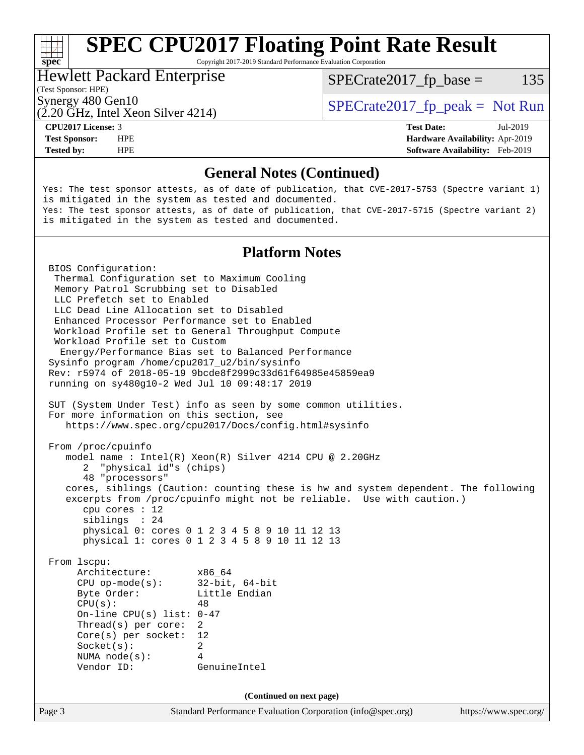## General Notes (Continued)

```
Yes: The test sponsor attests, as of date of publication, that CVE-2017-5753 (Spectre variant 1)
is mitigated in the system as tested and documented.
Yes: The test sponsor attests, as of date of publication, that CVE-2017-5715 (Spectre variant 2)
is mitigated in the system as tested and documented.
```

## Platform Notes

```
BIOS Configuration:
 Thermal Configuration set to Maximum Cooling
 Memory Patrol Scrubbing set to Disabled
 LLC Prefetch set to Enabled
 LLC Dead Line Allocation set to Disabled
 Enhanced Processor Performance set to Enabled
 Workload Profile set to General Throughput Compute
 Workload Profile set to Custom
  Energy/Performance Bias set to Balanced Performance
Sysinfo program /home/cpu2017_u2/bin/sysinfo
Rev: r5974 of 2018-05-19 9bcde8f2999c33d61f64985e45859ea9
running on sy480g10-2 Wed Jul 10 09:48:17 2019

SUT (System Under Test) info as seen by some common utilities.
For more information on this section, see
   https://www.spec.org/cpu2017/Docs/config.html#sysinfo

From /proc/cpuinfo
   model name : Intel(R) Xeon(R) Silver 4214 CPU @ 2.20GHz
      2  "physical id"s (chips)
      48 "processors"
   cores, siblings (Caution: counting these is hw and system dependent. The following
   excerpts from /proc/cpuinfo might not be reliable.  Use with caution.)
      cpu cores : 12
      siblings  : 24
      physical 0: cores 0 1 2 3 4 5 8 9 10 11 12 13
      physical 1: cores 0 1 2 3 4 5 8 9 10 11 12 13

From lscpu:
     Architecture:        x86_64
     CPU op-mode(s):      32-bit, 64-bit
     Byte Order:          Little Endian
     CPU(s):              48
     On-line CPU(s) list: 0-47
     Thread(s) per core:  2
     Core(s) per socket:  12
     Socket(s):           2
     NUMA node(s):        4
     Vendor ID:           GenuineIntel
```

**(Continued on next page)**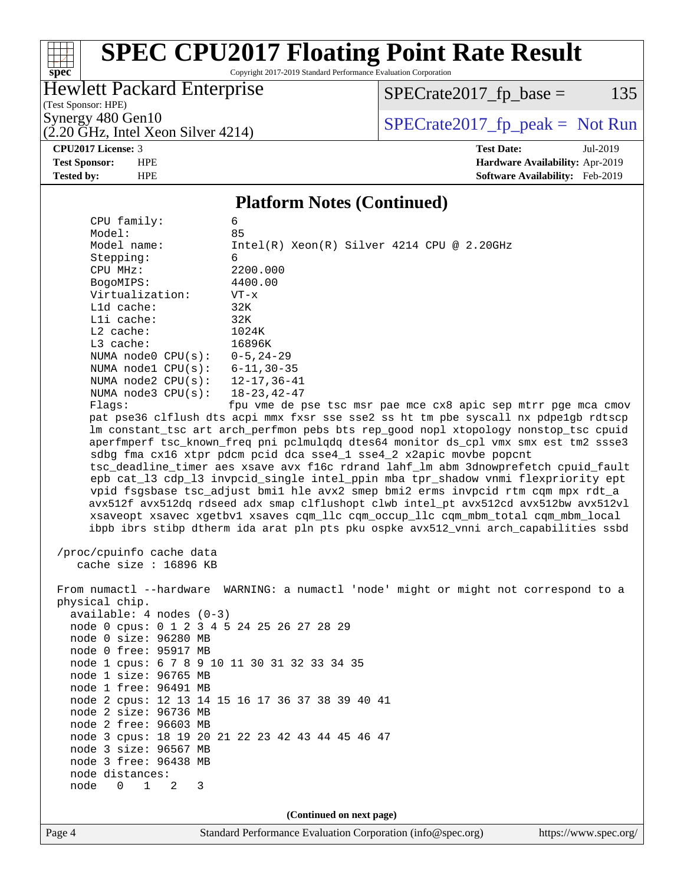## Platform Notes (Continued)

```
    CPU family:          6
    Model:               85
    Model name:          Intel(R) Xeon(R) Silver 4214 CPU @ 2.20GHz
    Stepping:            6
    CPU MHz:             2200.000
    BogoMIPS:            4400.00
    Virtualization:      VT-x
    L1d cache:           32K
    L1i cache:           32K
    L2 cache:            1024K
    L3 cache:            16896K
    NUMA node0 CPU(s):   0-5,24-29
    NUMA node1 CPU(s):   6-11,30-35
    NUMA node2 CPU(s):   12-17,36-41
    NUMA node3 CPU(s):   18-23,42-47
    Flags:               fpu vme de pse tsc msr pae mce cx8 apic sep mtrr pge mca cmov
    pat pse36 clflush dts acpi mmx fxsr sse sse2 ss ht tm pbe syscall nx pdpe1gb rdtscp
    lm constant_tsc art arch_perfmon pebs bts rep_good nopl xtopology nonstop_tsc cpuid
    aperfmperf tsc_known_freq pni pclmulqdq dtes64 monitor ds_cpl vmx smx est tm2 ssse3
    sdbg fma cx16 xtpr pdcm pcid dca sse4_1 sse4_2 x2apic movbe popcnt
    tsc_deadline_timer aes xsave avx f16c rdrand lahf_lm abm 3dnowprefetch cpuid_fault
    epb cat_l3 cdp_l3 invpcid_single intel_ppin mba tpr_shadow vnmi flexpriority ept
    vpid fsgsbase tsc_adjust bmi1 hle avx2 smep bmi2 erms invpcid rtm cqm mpx rdt_a
    avx512f avx512dq rdseed adx smap clflushopt clwb intel_pt avx512cd avx512bw avx512vl
    xsaveopt xsavec xgetbv1 xsaves cqm_llc cqm_occup_llc cqm_mbm_total cqm_mbm_local
    ibpb ibrs stibp dtherm ida arat pln pts pku ospke avx512_vnni arch_capabilities ssbd

 /proc/cpuinfo cache data
    cache size : 16896 KB

 From numactl --hardware  WARNING: a numactl 'node' might or might not correspond to a
 physical chip.
   available: 4 nodes (0-3)
   node 0 cpus: 0 1 2 3 4 5 24 25 26 27 28 29
   node 0 size: 96280 MB
   node 0 free: 95917 MB
   node 1 cpus: 6 7 8 9 10 11 30 31 32 33 34 35
   node 1 size: 96765 MB
   node 1 free: 96491 MB
   node 2 cpus: 12 13 14 15 16 17 36 37 38 39 40 41
   node 2 size: 96736 MB
   node 2 free: 96603 MB
   node 3 cpus: 18 19 20 21 22 23 42 43 44 45 46 47
   node 3 size: 96567 MB
   node 3 free: 96438 MB
   node distances:
   node   0   1   2   3
```

(Continued on next page)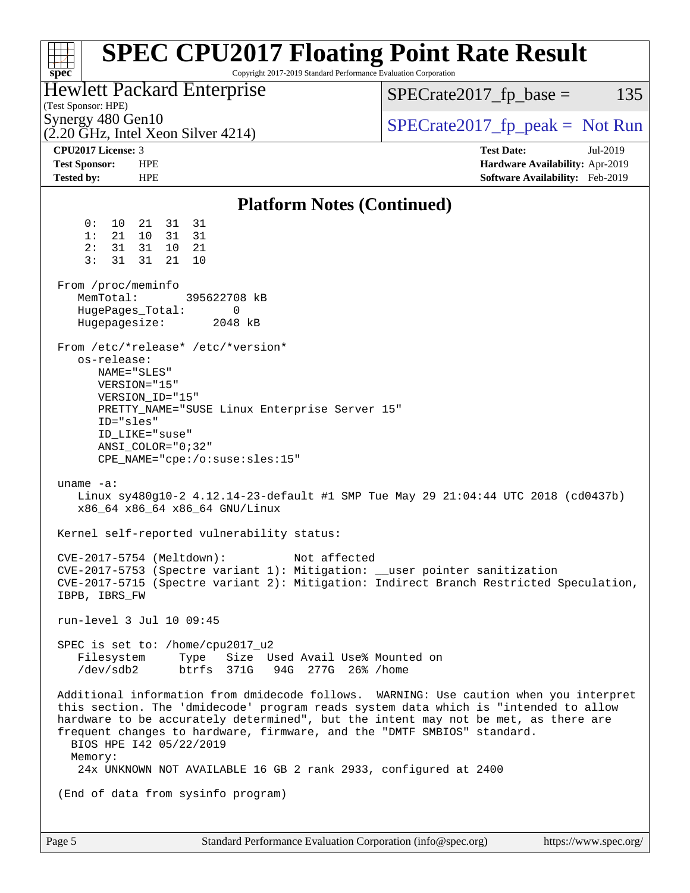# SPEC CPU2017 Floating Point Rate Result

Copyright 2017-2019 Standard Performance Evaluation Corporation

**Hewlett Packard Enterprise**
(Test Sponsor: HPE)
Synergy 480 Gen10
(2.20 GHz, Intel Xeon Silver 4214)

SPECrate2017_fp_base = 135

SPECrate2017_fp_peak = Not Run

**CPU2017 License:** 3
**Test Sponsor:** HPE
**Tested by:** HPE

**Test Date:** Jul-2019
**Hardware Availability:** Apr-2019
**Software Availability:** Feb-2019

## Platform Notes (Continued)

```
     0:  10  21  31  31
     1:  21  10  31  31
     2:  31  31  10  21
     3:  31  31  21  10

 From /proc/meminfo
    MemTotal:       395622708 kB
    HugePages_Total:       0
    Hugepagesize:       2048 kB

 From /etc/*release* /etc/*version*
    os-release:
       NAME="SLES"
       VERSION="15"
       VERSION_ID="15"
       PRETTY_NAME="SUSE Linux Enterprise Server 15"
       ID="sles"
       ID_LIKE="suse"
       ANSI_COLOR="0;32"
       CPE_NAME="cpe:/o:suse:sles:15"

 uname -a:
    Linux sy480g10-2 4.12.14-23-default #1 SMP Tue May 29 21:04:44 UTC 2018 (cd0437b)
    x86_64 x86_64 x86_64 GNU/Linux

 Kernel self-reported vulnerability status:

 CVE-2017-5754 (Meltdown):          Not affected
 CVE-2017-5753 (Spectre variant 1): Mitigation: __user pointer sanitization
 CVE-2017-5715 (Spectre variant 2): Mitigation: Indirect Branch Restricted Speculation,
 IBPB, IBRS_FW

 run-level 3 Jul 10 09:45

 SPEC is set to: /home/cpu2017_u2
    Filesystem     Type   Size  Used Avail Use% Mounted on
    /dev/sdb2      btrfs  371G   94G  277G  26% /home

 Additional information from dmidecode follows.  WARNING: Use caution when you interpret
 this section. The 'dmidecode' program reads system data which is "intended to allow
 hardware to be accurately determined", but the intent may not be met, as there are
 frequent changes to hardware, firmware, and the "DMTF SMBIOS" standard.
   BIOS HPE I42 05/22/2019
   Memory:
    24x UNKNOWN NOT AVAILABLE 16 GB 2 rank 2933, configured at 2400

 (End of data from sysinfo program)
```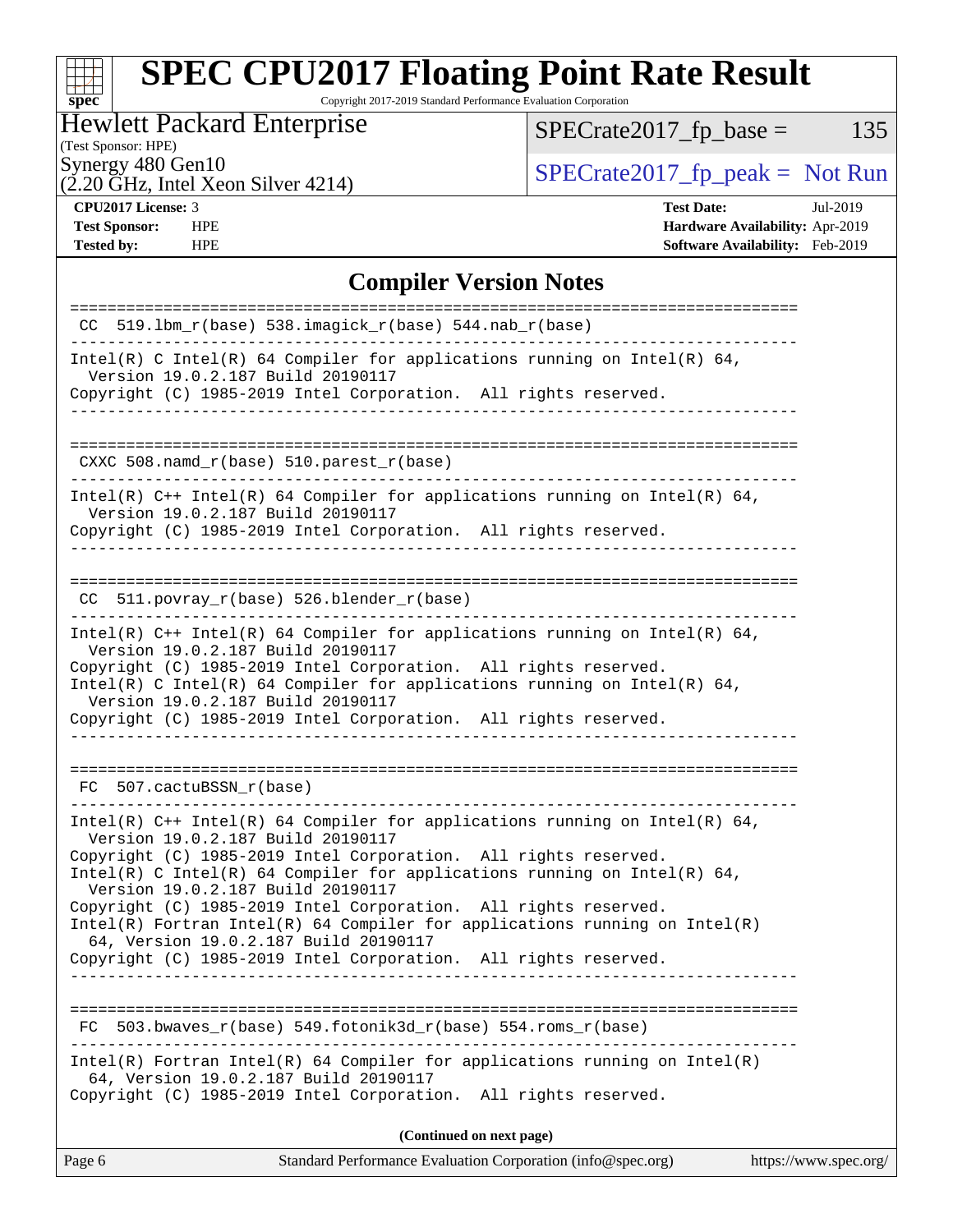## Compiler Version Notes

```
==============================================================================
 CC  519.lbm_r(base) 538.imagick_r(base) 544.nab_r(base)
------------------------------------------------------------------------------
Intel(R) C Intel(R) 64 Compiler for applications running on Intel(R) 64,
  Version 19.0.2.187 Build 20190117
Copyright (C) 1985-2019 Intel Corporation.  All rights reserved.
------------------------------------------------------------------------------

==============================================================================
 CXXC 508.namd_r(base) 510.parest_r(base)
------------------------------------------------------------------------------
Intel(R) C++ Intel(R) 64 Compiler for applications running on Intel(R) 64,
  Version 19.0.2.187 Build 20190117
Copyright (C) 1985-2019 Intel Corporation.  All rights reserved.
------------------------------------------------------------------------------

==============================================================================
 CC  511.povray_r(base) 526.blender_r(base)
------------------------------------------------------------------------------
Intel(R) C++ Intel(R) 64 Compiler for applications running on Intel(R) 64,
  Version 19.0.2.187 Build 20190117
Copyright (C) 1985-2019 Intel Corporation.  All rights reserved.
Intel(R) C Intel(R) 64 Compiler for applications running on Intel(R) 64,
  Version 19.0.2.187 Build 20190117
Copyright (C) 1985-2019 Intel Corporation.  All rights reserved.
------------------------------------------------------------------------------

==============================================================================
 FC  507.cactuBSSN_r(base)
------------------------------------------------------------------------------
Intel(R) C++ Intel(R) 64 Compiler for applications running on Intel(R) 64,
  Version 19.0.2.187 Build 20190117
Copyright (C) 1985-2019 Intel Corporation.  All rights reserved.
Intel(R) C Intel(R) 64 Compiler for applications running on Intel(R) 64,
  Version 19.0.2.187 Build 20190117
Copyright (C) 1985-2019 Intel Corporation.  All rights reserved.
Intel(R) Fortran Intel(R) 64 Compiler for applications running on Intel(R)
  64, Version 19.0.2.187 Build 20190117
Copyright (C) 1985-2019 Intel Corporation.  All rights reserved.
------------------------------------------------------------------------------

==============================================================================
 FC  503.bwaves_r(base) 549.fotonik3d_r(base) 554.roms_r(base)
------------------------------------------------------------------------------
Intel(R) Fortran Intel(R) 64 Compiler for applications running on Intel(R)
  64, Version 19.0.2.187 Build 20190117
Copyright (C) 1985-2019 Intel Corporation.  All rights reserved.
```

**(Continued on next page)**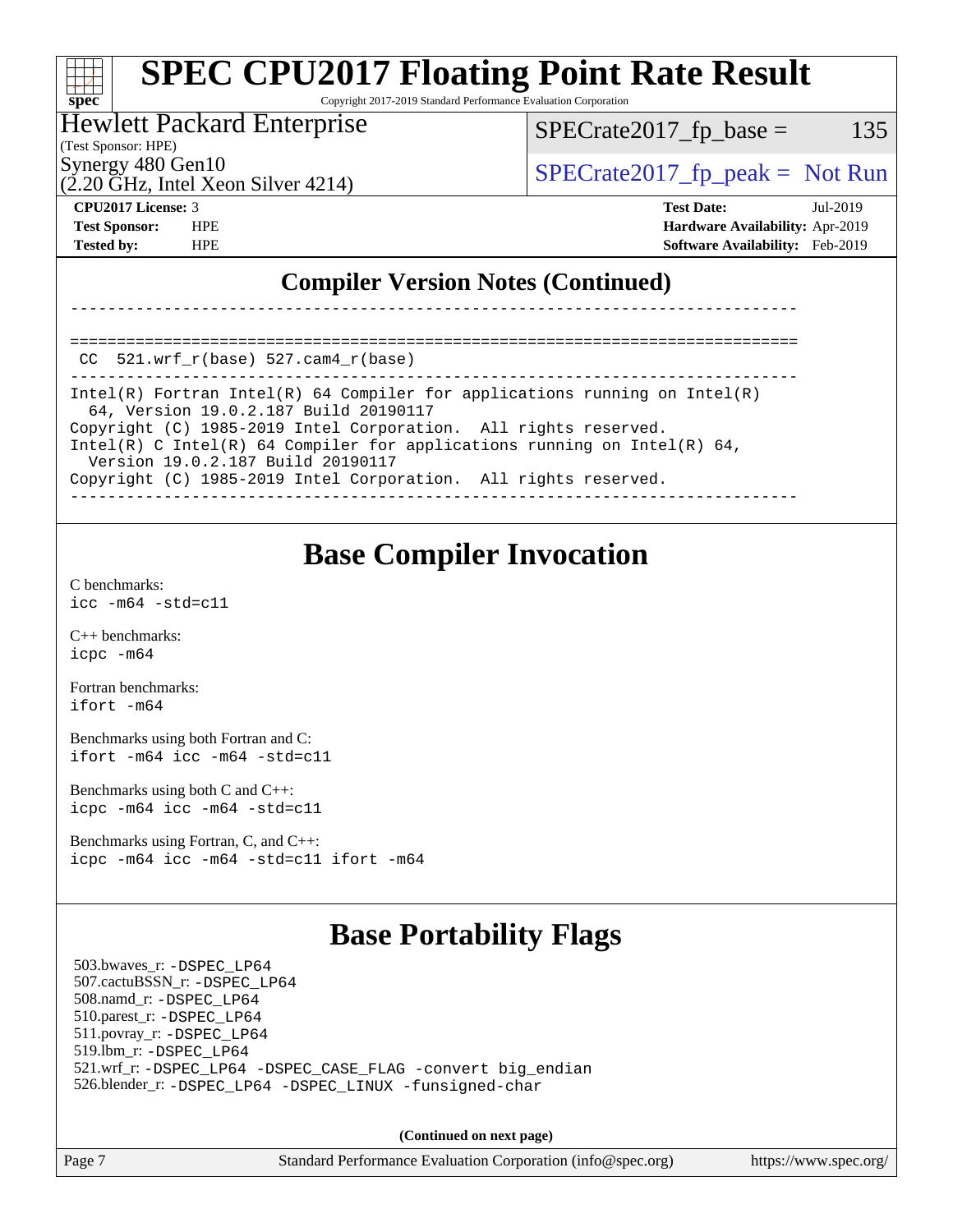## Compiler Version Notes (Continued)

```
------------------------------------------------------------------------------

==============================================================================
 CC  521.wrf_r(base) 527.cam4_r(base)
------------------------------------------------------------------------------
Intel(R) Fortran Intel(R) 64 Compiler for applications running on Intel(R)
  64, Version 19.0.2.187 Build 20190117
Copyright (C) 1985-2019 Intel Corporation.  All rights reserved.
Intel(R) C Intel(R) 64 Compiler for applications running on Intel(R) 64,
  Version 19.0.2.187 Build 20190117
Copyright (C) 1985-2019 Intel Corporation.  All rights reserved.
------------------------------------------------------------------------------
```

## Base Compiler Invocation

C benchmarks:
`icc -m64 -std=c11`

C++ benchmarks:
`icpc -m64`

Fortran benchmarks:
`ifort -m64`

Benchmarks using both Fortran and C:
`ifort -m64 icc -m64 -std=c11`

Benchmarks using both C and C++:
`icpc -m64 icc -m64 -std=c11`

Benchmarks using Fortran, C, and C++:
`icpc -m64 icc -m64 -std=c11 ifort -m64`

## Base Portability Flags

503.bwaves_r: `-DSPEC_LP64`
507.cactuBSSN_r: `-DSPEC_LP64`
508.namd_r: `-DSPEC_LP64`
510.parest_r: `-DSPEC_LP64`
511.povray_r: `-DSPEC_LP64`
519.lbm_r: `-DSPEC_LP64`
521.wrf_r: `-DSPEC_LP64 -DSPEC_CASE_FLAG -convert big_endian`
526.blender_r: `-DSPEC_LP64 -DSPEC_LINUX -funsigned-char`

**(Continued on next page)**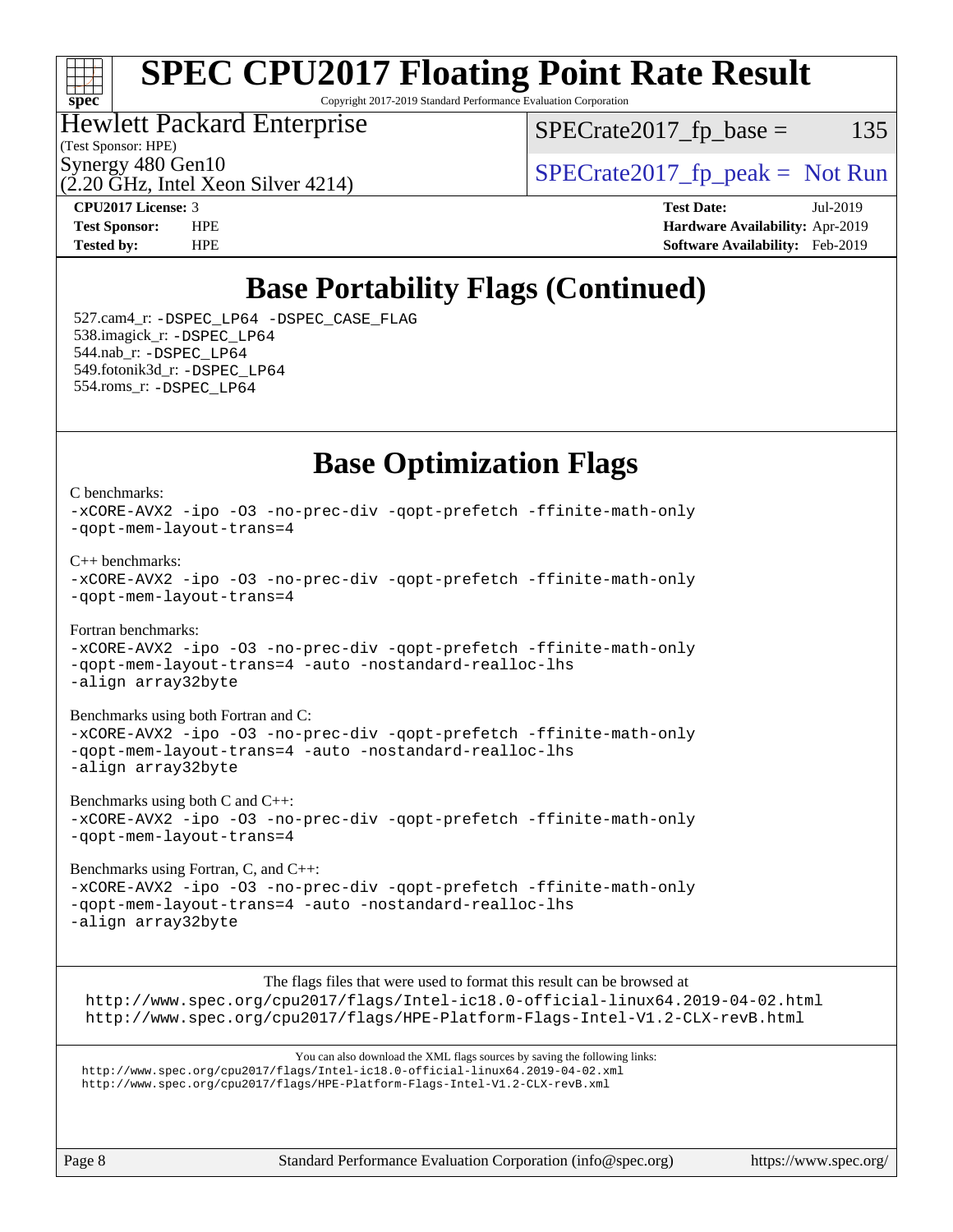# Base Portability Flags (Continued)

527.cam4_r: `-DSPEC_LP64 -DSPEC_CASE_FLAG`
538.imagick_r: `-DSPEC_LP64`
544.nab_r: `-DSPEC_LP64`
549.fotonik3d_r: `-DSPEC_LP64`
554.roms_r: `-DSPEC_LP64`

# Base Optimization Flags

C benchmarks:
```
-xCORE-AVX2 -ipo -O3 -no-prec-div -qopt-prefetch -ffinite-math-only
-qopt-mem-layout-trans=4
```

C++ benchmarks:
```
-xCORE-AVX2 -ipo -O3 -no-prec-div -qopt-prefetch -ffinite-math-only
-qopt-mem-layout-trans=4
```

Fortran benchmarks:
```
-xCORE-AVX2 -ipo -O3 -no-prec-div -qopt-prefetch -ffinite-math-only
-qopt-mem-layout-trans=4 -auto -nostandard-realloc-lhs
-align array32byte
```

Benchmarks using both Fortran and C:
```
-xCORE-AVX2 -ipo -O3 -no-prec-div -qopt-prefetch -ffinite-math-only
-qopt-mem-layout-trans=4 -auto -nostandard-realloc-lhs
-align array32byte
```

Benchmarks using both C and C++:
```
-xCORE-AVX2 -ipo -O3 -no-prec-div -qopt-prefetch -ffinite-math-only
-qopt-mem-layout-trans=4
```

Benchmarks using Fortran, C, and C++:
```
-xCORE-AVX2 -ipo -O3 -no-prec-div -qopt-prefetch -ffinite-math-only
-qopt-mem-layout-trans=4 -auto -nostandard-realloc-lhs
-align array32byte
```

The flags files that were used to format this result can be browsed at
http://www.spec.org/cpu2017/flags/Intel-ic18.0-official-linux64.2019-04-02.html
http://www.spec.org/cpu2017/flags/HPE-Platform-Flags-Intel-V1.2-CLX-revB.html

You can also download the XML flags sources by saving the following links:
http://www.spec.org/cpu2017/flags/Intel-ic18.0-official-linux64.2019-04-02.xml
http://www.spec.org/cpu2017/flags/HPE-Platform-Flags-Intel-V1.2-CLX-revB.xml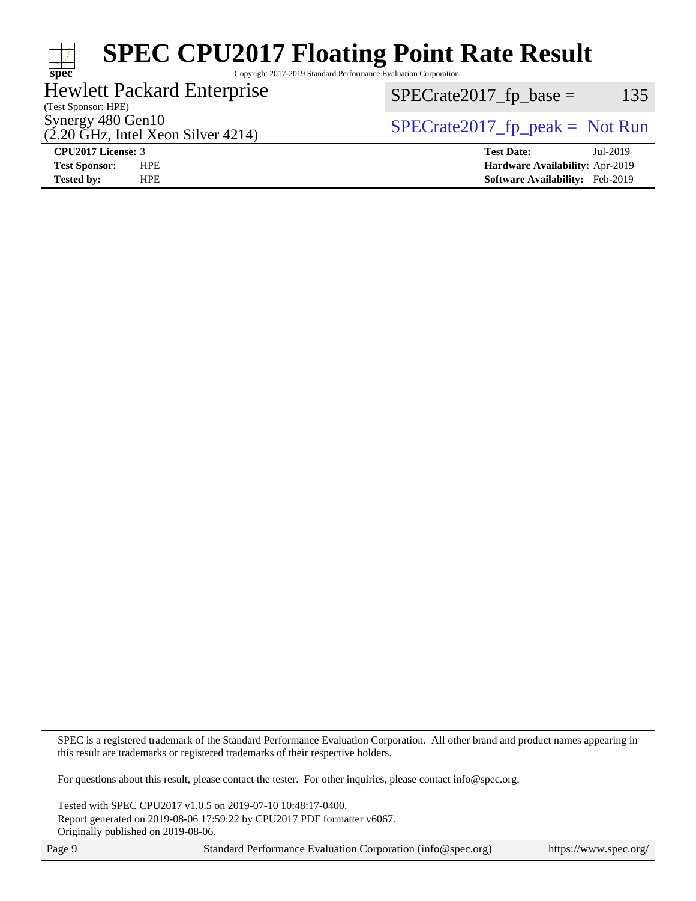SPEC is a registered trademark of the Standard Performance Evaluation Corporation. All other brand and product names appearing in this result are trademarks or registered trademarks of their respective holders.

For questions about this result, please contact the tester. For other inquiries, please contact info@spec.org.

Tested with SPEC CPU2017 v1.0.5 on 2019-07-10 10:48:17-0400.
Report generated on 2019-08-06 17:59:22 by CPU2017 PDF formatter v6067.
Originally published on 2019-08-06.